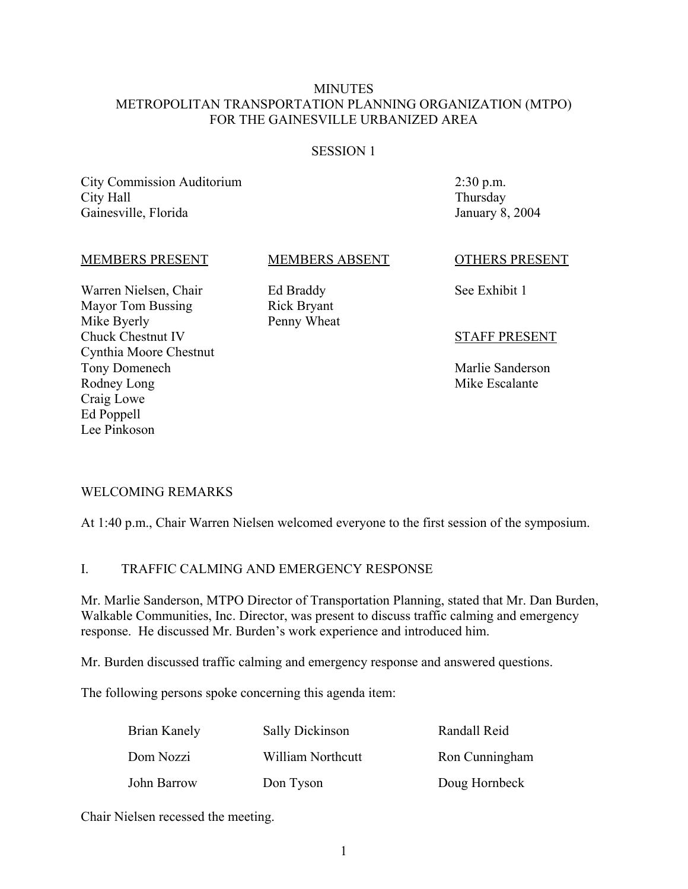# MINUTES
# METROPOLITAN TRANSPORTATION PLANNING ORGANIZATION (MTPO) FOR THE GAINESVILLE URBANIZED AREA

## SESSION 1

City Commission Auditorium
City Hall
Gainesville, Florida

2:30 p.m.
Thursday
January 8, 2004

| MEMBERS PRESENT | MEMBERS ABSENT | OTHERS PRESENT |
|---|---|---|
| Warren Nielsen, Chair | Ed Braddy | See Exhibit 1 |
| Mayor Tom Bussing | Rick Bryant | |
| Mike Byerly | Penny Wheat | |
| Chuck Chestnut IV | | **STAFF PRESENT** |
| Cynthia Moore Chestnut | | |
| Tony Domenech | | Marlie Sanderson |
| Rodney Long | | Mike Escalante |
| Craig Lowe | | |
| Ed Poppell | | |
| Lee Pinkoson | | |

## WELCOMING REMARKS

At 1:40 p.m., Chair Warren Nielsen welcomed everyone to the first session of the symposium.

## I. TRAFFIC CALMING AND EMERGENCY RESPONSE

Mr. Marlie Sanderson, MTPO Director of Transportation Planning, stated that Mr. Dan Burden, Walkable Communities, Inc. Director, was present to discuss traffic calming and emergency response. He discussed Mr. Burden's work experience and introduced him.

Mr. Burden discussed traffic calming and emergency response and answered questions.

The following persons spoke concerning this agenda item:

| | | |
|---|---|---|
| Brian Kanely | Sally Dickinson | Randall Reid |
| Dom Nozzi | William Northcutt | Ron Cunningham |
| John Barrow | Don Tyson | Doug Hornbeck |

Chair Nielsen recessed the meeting.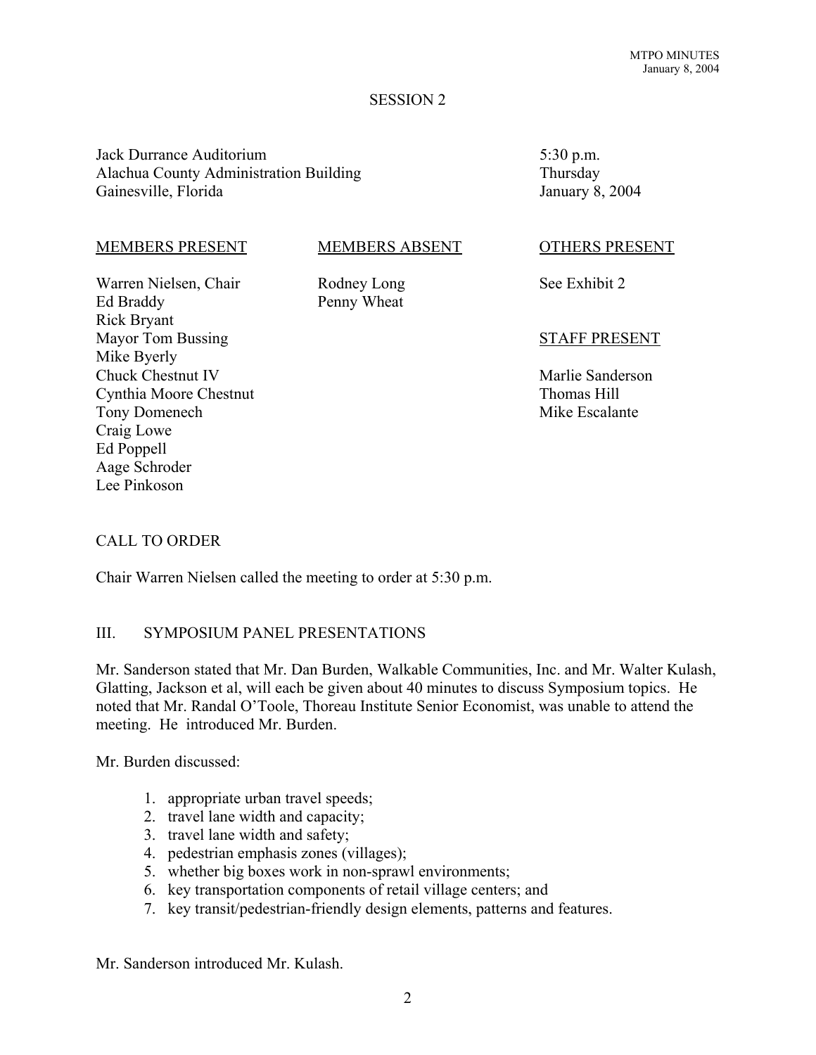## SESSION 2

Jack Durrance Auditorium
Alachua County Administration Building
Gainesville, Florida

5:30 p.m.
Thursday
January 8, 2004

| MEMBERS PRESENT | MEMBERS ABSENT | OTHERS PRESENT |
|---|---|---|
| Warren Nielsen, Chair | Rodney Long | See Exhibit 2 |
| Ed Braddy | Penny Wheat | |
| Rick Bryant | | |
| Mayor Tom Bussing | | **STAFF PRESENT** |
| Mike Byerly | | |
| Chuck Chestnut IV | | Marlie Sanderson |
| Cynthia Moore Chestnut | | Thomas Hill |
| Tony Domenech | | Mike Escalante |
| Craig Lowe | | |
| Ed Poppell | | |
| Aage Schroder | | |
| Lee Pinkoson | | |

### CALL TO ORDER

Chair Warren Nielsen called the meeting to order at 5:30 p.m.

### III. SYMPOSIUM PANEL PRESENTATIONS

Mr. Sanderson stated that Mr. Dan Burden, Walkable Communities, Inc. and Mr. Walter Kulash, Glatting, Jackson et al, will each be given about 40 minutes to discuss Symposium topics. He noted that Mr. Randal O'Toole, Thoreau Institute Senior Economist, was unable to attend the meeting. He introduced Mr. Burden.

Mr. Burden discussed:

1. appropriate urban travel speeds;
2. travel lane width and capacity;
3. travel lane width and safety;
4. pedestrian emphasis zones (villages);
5. whether big boxes work in non-sprawl environments;
6. key transportation components of retail village centers; and
7. key transit/pedestrian-friendly design elements, patterns and features.

Mr. Sanderson introduced Mr. Kulash.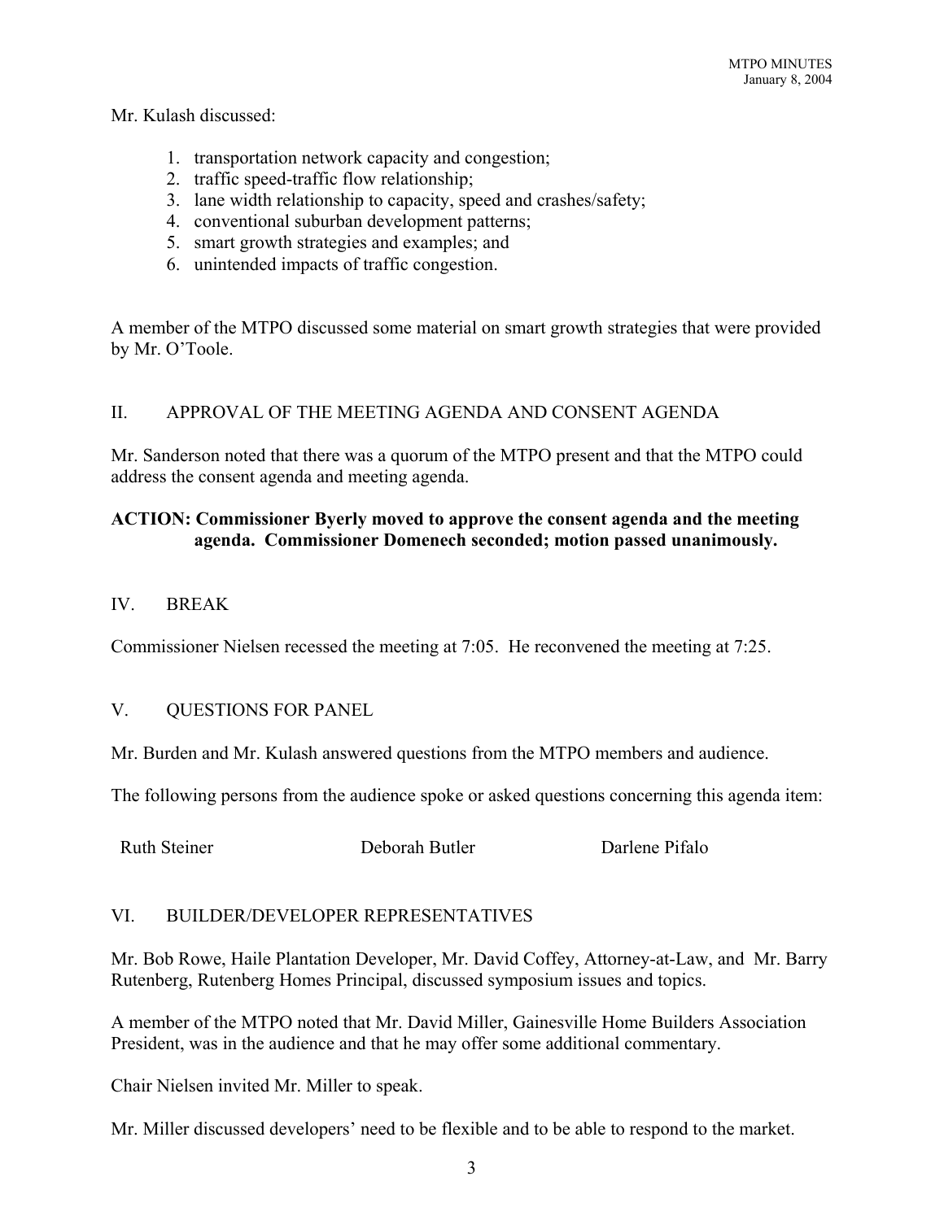Mr. Kulash discussed:

1. transportation network capacity and congestion;
2. traffic speed-traffic flow relationship;
3. lane width relationship to capacity, speed and crashes/safety;
4. conventional suburban development patterns;
5. smart growth strategies and examples; and
6. unintended impacts of traffic congestion.

A member of the MTPO discussed some material on smart growth strategies that were provided by Mr. O'Toole.

## II. APPROVAL OF THE MEETING AGENDA AND CONSENT AGENDA

Mr. Sanderson noted that there was a quorum of the MTPO present and that the MTPO could address the consent agenda and meeting agenda.

**ACTION: Commissioner Byerly moved to approve the consent agenda and the meeting agenda. Commissioner Domenech seconded; motion passed unanimously.**

## IV. BREAK

Commissioner Nielsen recessed the meeting at 7:05. He reconvened the meeting at 7:25.

## V. QUESTIONS FOR PANEL

Mr. Burden and Mr. Kulash answered questions from the MTPO members and audience.

The following persons from the audience spoke or asked questions concerning this agenda item:

| Ruth Steiner | Deborah Butler | Darlene Pifalo |
|---|---|---|

## VI. BUILDER/DEVELOPER REPRESENTATIVES

Mr. Bob Rowe, Haile Plantation Developer, Mr. David Coffey, Attorney-at-Law, and Mr. Barry Rutenberg, Rutenberg Homes Principal, discussed symposium issues and topics.

A member of the MTPO noted that Mr. David Miller, Gainesville Home Builders Association President, was in the audience and that he may offer some additional commentary.

Chair Nielsen invited Mr. Miller to speak.

Mr. Miller discussed developers' need to be flexible and to be able to respond to the market.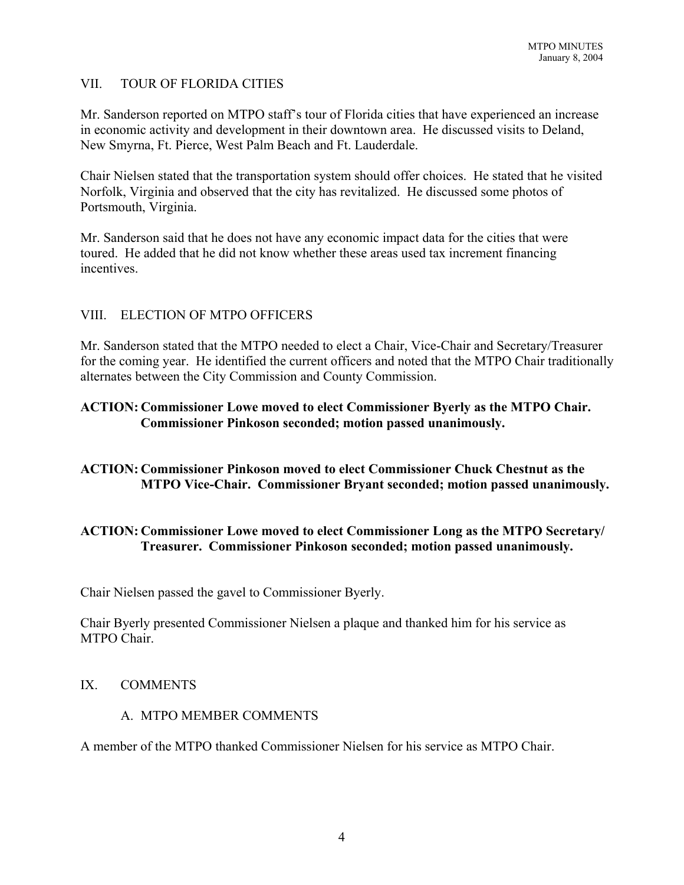## VII. TOUR OF FLORIDA CITIES

Mr. Sanderson reported on MTPO staff's tour of Florida cities that have experienced an increase in economic activity and development in their downtown area. He discussed visits to Deland, New Smyrna, Ft. Pierce, West Palm Beach and Ft. Lauderdale.

Chair Nielsen stated that the transportation system should offer choices. He stated that he visited Norfolk, Virginia and observed that the city has revitalized. He discussed some photos of Portsmouth, Virginia.

Mr. Sanderson said that he does not have any economic impact data for the cities that were toured. He added that he did not know whether these areas used tax increment financing incentives.

## VIII. ELECTION OF MTPO OFFICERS

Mr. Sanderson stated that the MTPO needed to elect a Chair, Vice-Chair and Secretary/Treasurer for the coming year. He identified the current officers and noted that the MTPO Chair traditionally alternates between the City Commission and County Commission.

**ACTION: Commissioner Lowe moved to elect Commissioner Byerly as the MTPO Chair. Commissioner Pinkoson seconded; motion passed unanimously.**

**ACTION: Commissioner Pinkoson moved to elect Commissioner Chuck Chestnut as the MTPO Vice-Chair. Commissioner Bryant seconded; motion passed unanimously.**

**ACTION: Commissioner Lowe moved to elect Commissioner Long as the MTPO Secretary/ Treasurer. Commissioner Pinkoson seconded; motion passed unanimously.**

Chair Nielsen passed the gavel to Commissioner Byerly.

Chair Byerly presented Commissioner Nielsen a plaque and thanked him for his service as MTPO Chair.

## IX. COMMENTS

### A. MTPO MEMBER COMMENTS

A member of the MTPO thanked Commissioner Nielsen for his service as MTPO Chair.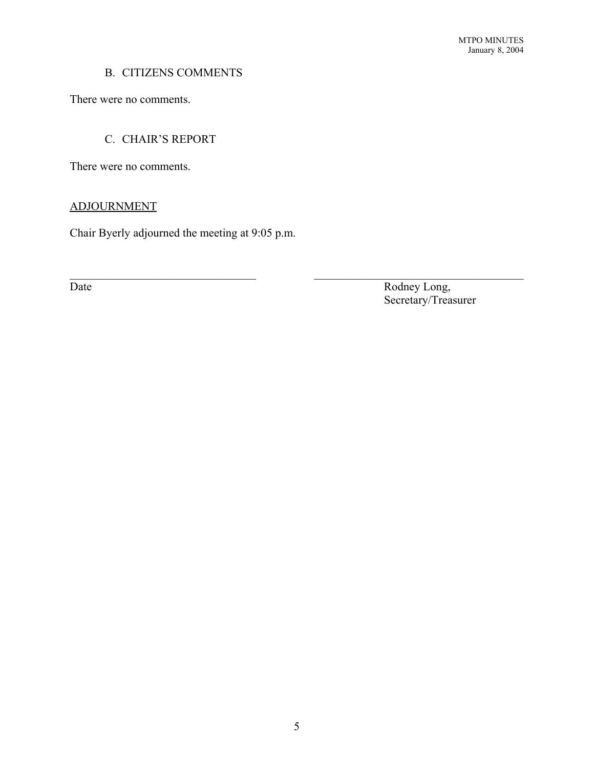B. CITIZENS COMMENTS

There were no comments.

C. CHAIR'S REPORT

There were no comments.

ADJOURNMENT

Chair Byerly adjourned the meeting at 9:05 p.m.

\_\_\_\_\_\_\_\_\_\_\_\_\_\_\_\_\_\_\_\_\_\_\_\_\_\_\_\_\_\_\_\_\_\_ \_\_\_\_\_\_\_\_\_\_\_\_\_\_\_\_\_\_\_\_\_\_\_\_\_\_\_\_\_\_\_\_\_\_\_\_\_\_

Date

Rodney Long,
Secretary/Treasurer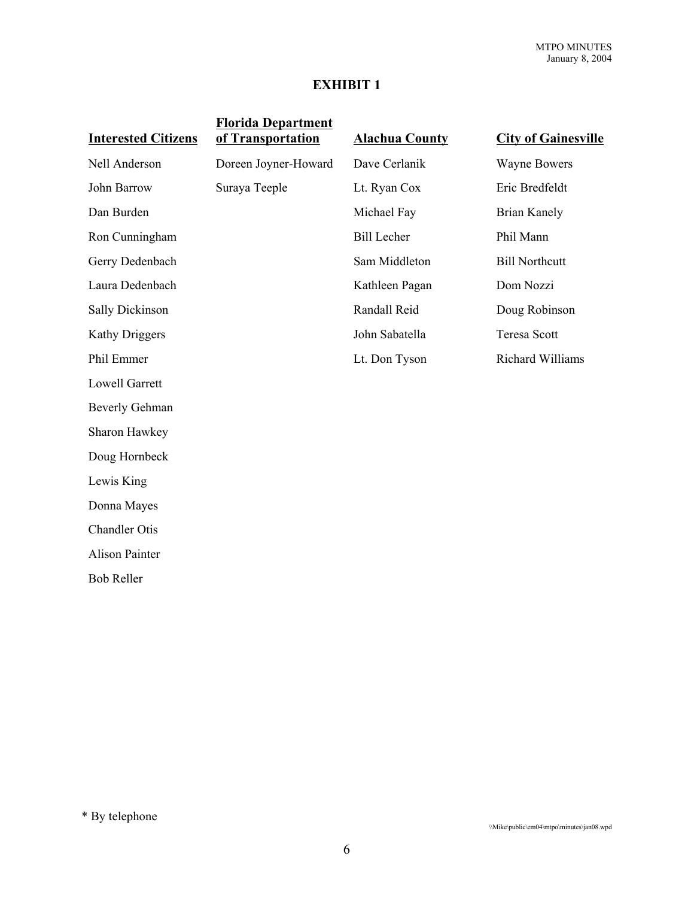# EXHIBIT 1

| Interested Citizens | Florida Department of Transportation | Alachua County | City of Gainesville |
|---|---|---|---|
| Nell Anderson | Doreen Joyner-Howard | Dave Cerlanik | Wayne Bowers |
| John Barrow | Suraya Teeple | Lt. Ryan Cox | Eric Bredfeldt |
| Dan Burden | | Michael Fay | Brian Kanely |
| Ron Cunningham | | Bill Lecher | Phil Mann |
| Gerry Dedenbach | | Sam Middleton | Bill Northcutt |
| Laura Dedenbach | | Kathleen Pagan | Dom Nozzi |
| Sally Dickinson | | Randall Reid | Doug Robinson |
| Kathy Driggers | | John Sabatella | Teresa Scott |
| Phil Emmer | | Lt. Don Tyson | Richard Williams |
| Lowell Garrett | | | |
| Beverly Gehman | | | |
| Sharon Hawkey | | | |
| Doug Hornbeck | | | |
| Lewis King | | | |
| Donna Mayes | | | |
| Chandler Otis | | | |
| Alison Painter | | | |
| Bob Reller | | | |

* By telephone

\\Mike\public\em04\mtpo\minutes\jan08.wpd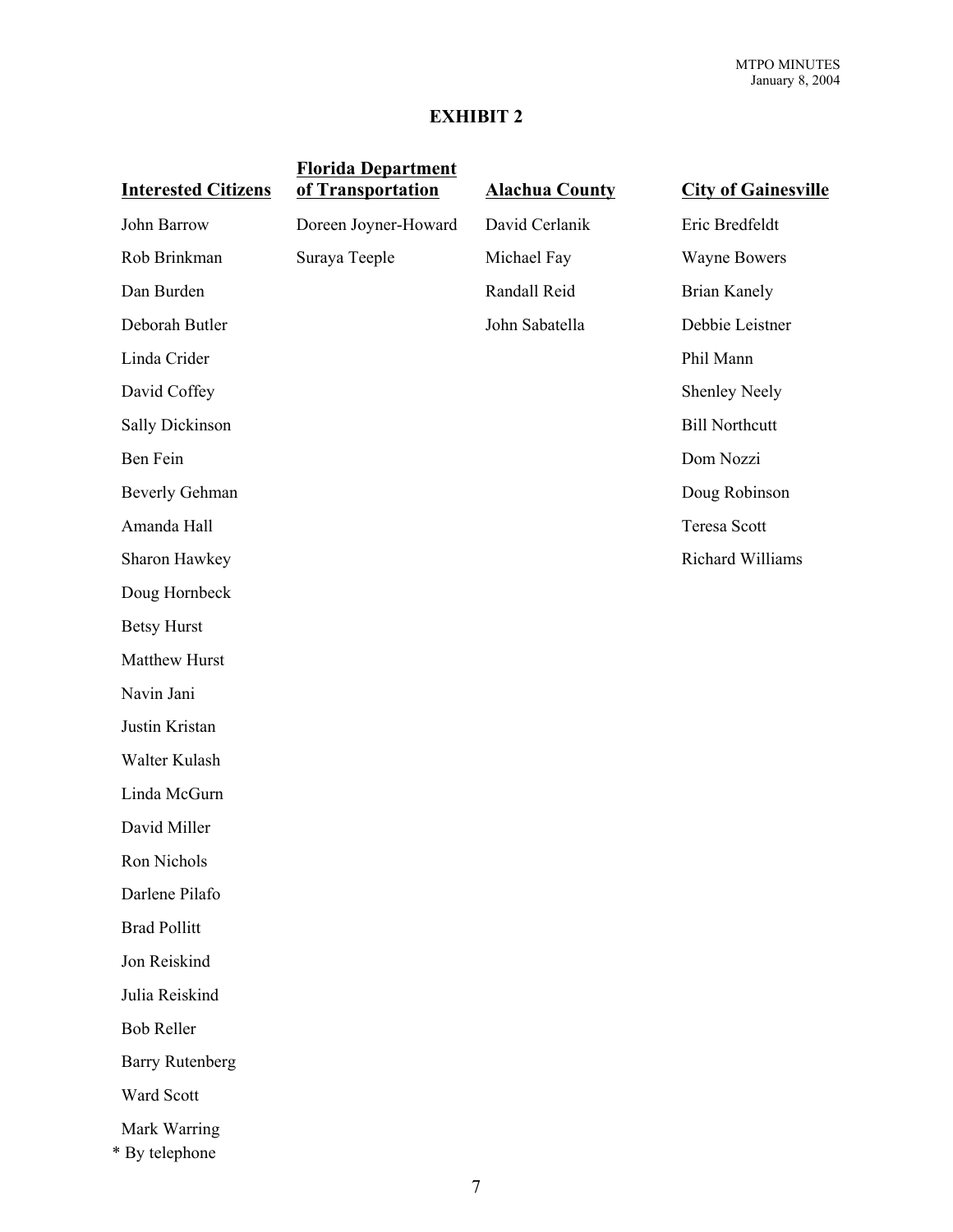# EXHIBIT 2

| Interested Citizens | Florida Department of Transportation | Alachua County | City of Gainesville |
|---|---|---|---|
| John Barrow | Doreen Joyner-Howard | David Cerlanik | Eric Bredfeldt |
| Rob Brinkman | Suraya Teeple | Michael Fay | Wayne Bowers |
| Dan Burden | | Randall Reid | Brian Kanely |
| Deborah Butler | | John Sabatella | Debbie Leistner |
| Linda Crider | | | Phil Mann |
| David Coffey | | | Shenley Neely |
| Sally Dickinson | | | Bill Northcutt |
| Ben Fein | | | Dom Nozzi |
| Beverly Gehman | | | Doug Robinson |
| Amanda Hall | | | Teresa Scott |
| Sharon Hawkey | | | Richard Williams |
| Doug Hornbeck | | | |
| Betsy Hurst | | | |
| Matthew Hurst | | | |
| Navin Jani | | | |
| Justin Kristan | | | |
| Walter Kulash | | | |
| Linda McGurn | | | |
| David Miller | | | |
| Ron Nichols | | | |
| Darlene Pilafo | | | |
| Brad Pollitt | | | |
| Jon Reiskind | | | |
| Julia Reiskind | | | |
| Bob Reller | | | |
| Barry Rutenberg | | | |
| Ward Scott | | | |
| Mark Warring | | | |

\* By telephone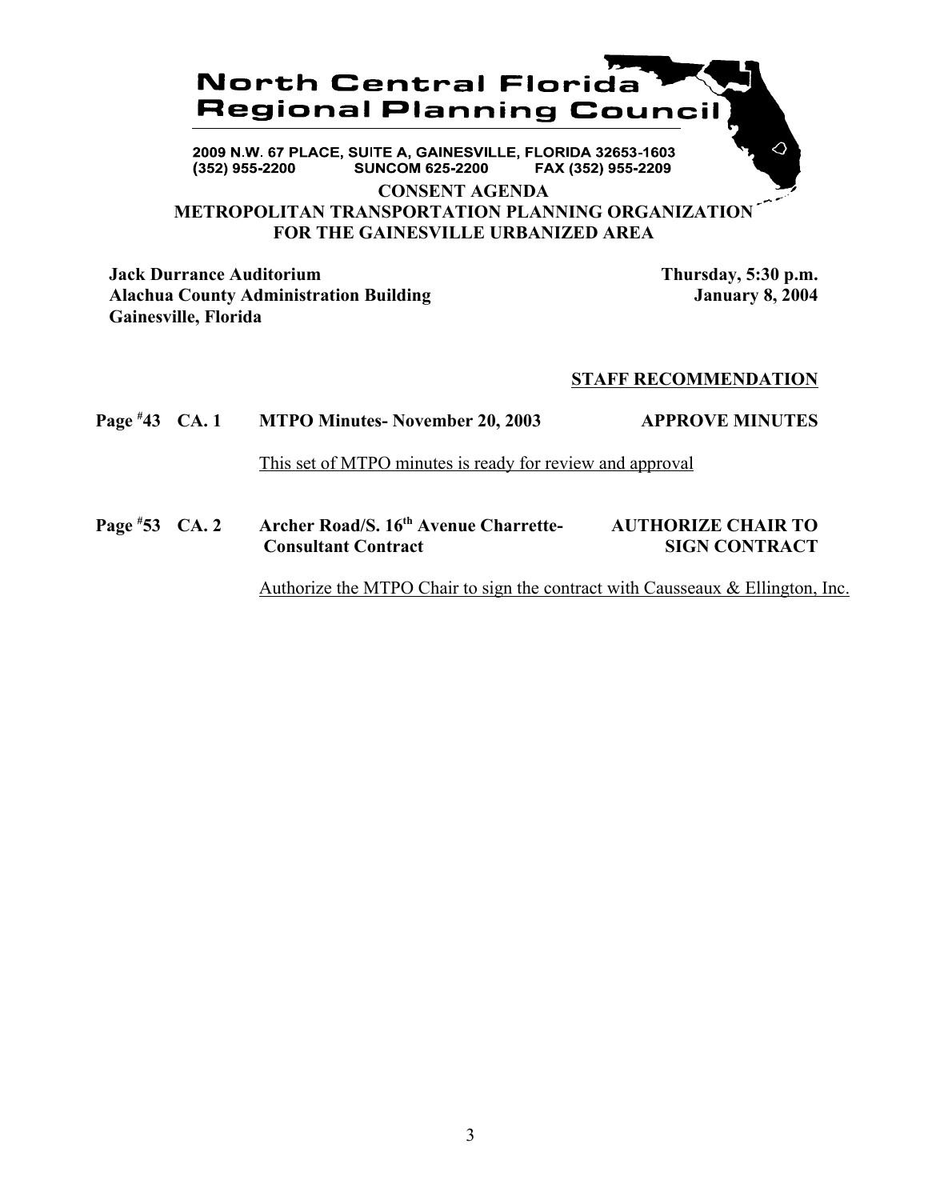# North Central Florida Regional Planning Council

2009 N.W. 67 PLACE, SUITE A, GAINESVILLE, FLORIDA 32653-1603
(352) 955-2200 SUNCOM 625-2200 FAX (352) 955-2209

## CONSENT AGENDA
## METROPOLITAN TRANSPORTATION PLANNING ORGANIZATION FOR THE GAINESVILLE URBANIZED AREA

**Jack Durrance Auditorium**
**Alachua County Administration Building**
**Gainesville, Florida**

**Thursday, 5:30 p.m.**
**January 8, 2004**

**STAFF RECOMMENDATION**

**Page #43 CA. 1 MTPO Minutes- November 20, 2003** — **APPROVE MINUTES**

This set of MTPO minutes is ready for review and approval

**Page #53 CA. 2 Archer Road/S. 16th Avenue Charrette- Consultant Contract** — **AUTHORIZE CHAIR TO SIGN CONTRACT**

Authorize the MTPO Chair to sign the contract with Causseaux & Ellington, Inc.